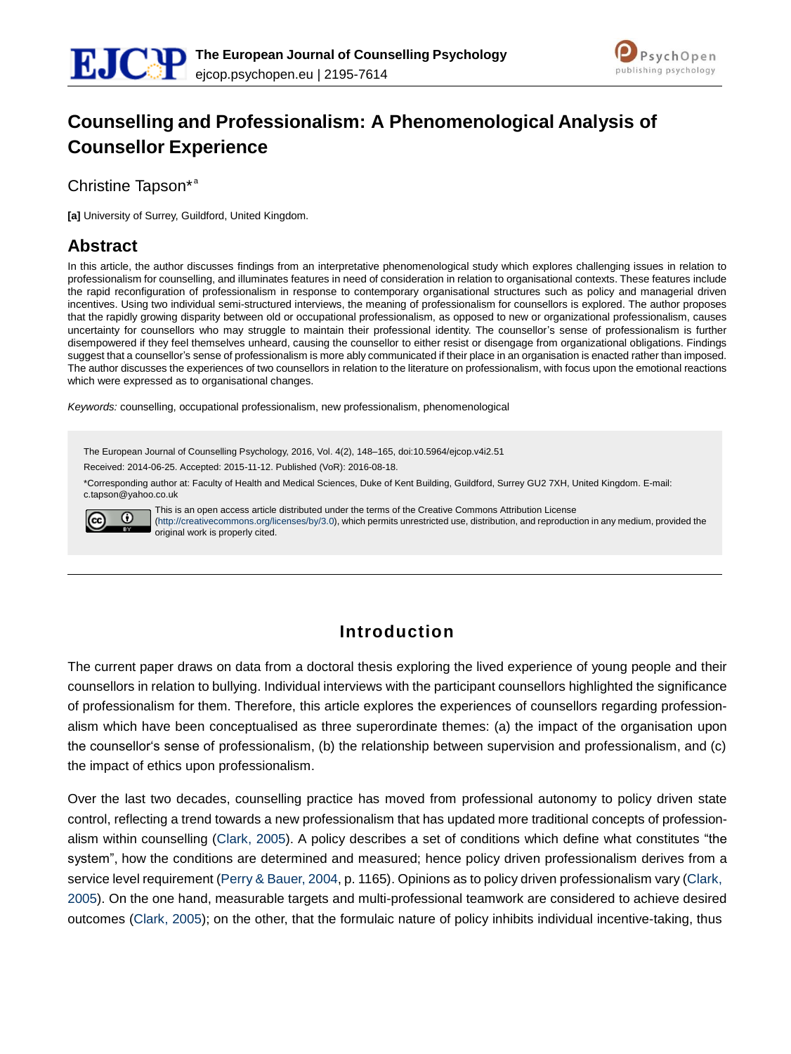# Counselling and Professionalism: A Phenomenological Analysis of Counsellor Experience

Christine Tapson*[a]

**[a]** University of Surrey, Guildford, United Kingdom.

## Abstract

In this article, the author discusses findings from an interpretative phenomenological study which explores challenging issues in relation to professionalism for counselling, and illuminates features in need of consideration in relation to organisational contexts. These features include the rapid reconfiguration of professionalism in response to contemporary organisational structures such as policy and managerial driven incentives. Using two individual semi-structured interviews, the meaning of professionalism for counsellors is explored. The author proposes that the rapidly growing disparity between old or occupational professionalism, as opposed to new or organizational professionalism, causes uncertainty for counsellors who may struggle to maintain their professional identity. The counsellor's sense of professionalism is further disempowered if they feel themselves unheard, causing the counsellor to either resist or disengage from organizational obligations. Findings suggest that a counsellor's sense of professionalism is more ably communicated if their place in an organisation is enacted rather than imposed. The author discusses the experiences of two counsellors in relation to the literature on professionalism, with focus upon the emotional reactions which were expressed as to organisational changes.

*Keywords:* counselling, occupational professionalism, new professionalism, phenomenological

The European Journal of Counselling Psychology, 2016, Vol. 4(2), 148–165, doi:10.5964/ejcop.v4i2.51

Received: 2014-06-25. Accepted: 2015-11-12. Published (VoR): 2016-08-18.

*Corresponding author at: Faculty of Health and Medical Sciences, Duke of Kent Building, Guildford, Surrey GU2 7XH, United Kingdom. E-mail: c.tapson@yahoo.co.uk

This is an open access article distributed under the terms of the Creative Commons Attribution License (http://creativecommons.org/licenses/by/3.0), which permits unrestricted use, distribution, and reproduction in any medium, provided the original work is properly cited.

## Introduction

The current paper draws on data from a doctoral thesis exploring the lived experience of young people and their counsellors in relation to bullying. Individual interviews with the participant counsellors highlighted the significance of professionalism for them. Therefore, this article explores the experiences of counsellors regarding professionalism which have been conceptualised as three superordinate themes: (a) the impact of the organisation upon the counsellor's sense of professionalism, (b) the relationship between supervision and professionalism, and (c) the impact of ethics upon professionalism.

Over the last two decades, counselling practice has moved from professional autonomy to policy driven state control, reflecting a trend towards a new professionalism that has updated more traditional concepts of professionalism within counselling (Clark, 2005). A policy describes a set of conditions which define what constitutes "the system", how the conditions are determined and measured; hence policy driven professionalism derives from a service level requirement (Perry & Bauer, 2004, p. 1165). Opinions as to policy driven professionalism vary (Clark, 2005). On the one hand, measurable targets and multi-professional teamwork are considered to achieve desired outcomes (Clark, 2005); on the other, that the formulaic nature of policy inhibits individual incentive-taking, thus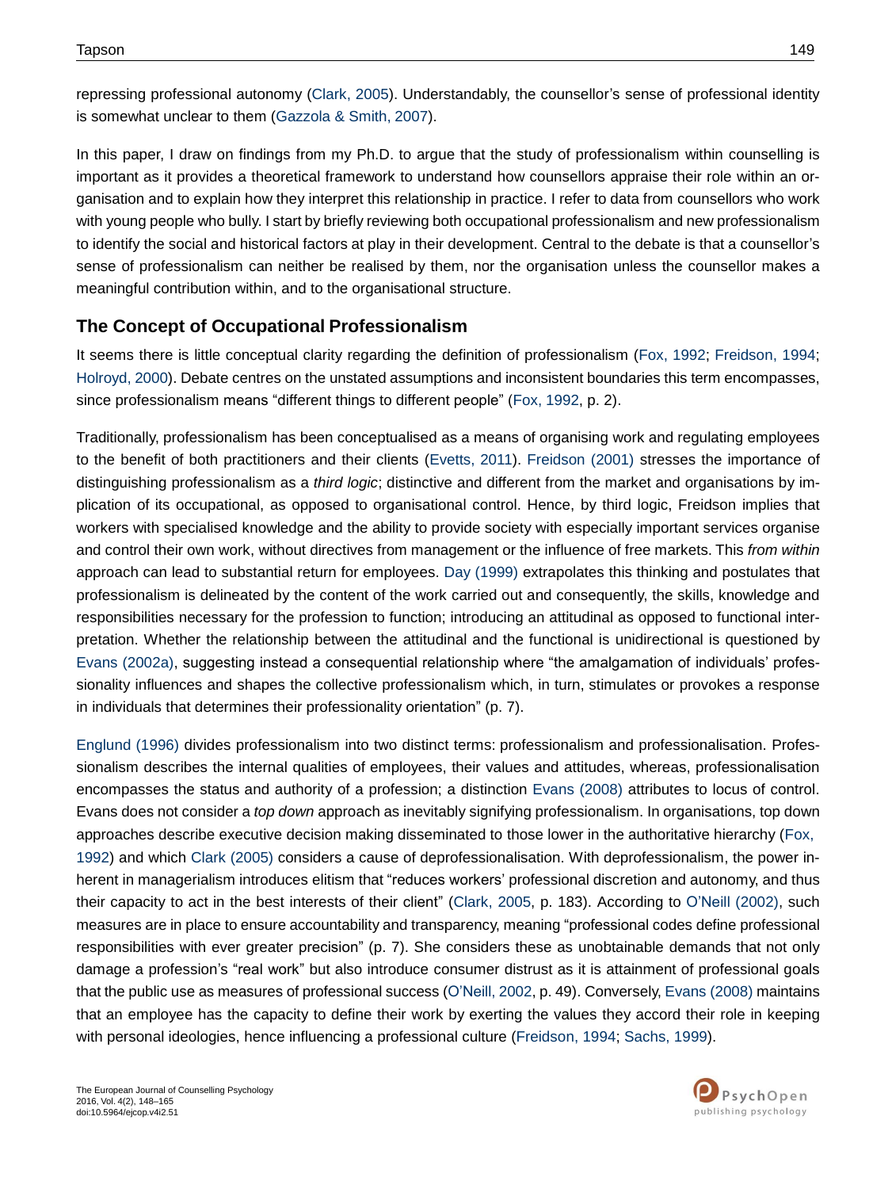repressing professional autonomy (Clark, 2005). Understandably, the counsellor's sense of professional identity is somewhat unclear to them (Gazzola & Smith, 2007).

In this paper, I draw on findings from my Ph.D. to argue that the study of professionalism within counselling is important as it provides a theoretical framework to understand how counsellors appraise their role within an organisation and to explain how they interpret this relationship in practice. I refer to data from counsellors who work with young people who bully. I start by briefly reviewing both occupational professionalism and new professionalism to identify the social and historical factors at play in their development. Central to the debate is that a counsellor's sense of professionalism can neither be realised by them, nor the organisation unless the counsellor makes a meaningful contribution within, and to the organisational structure.

## The Concept of Occupational Professionalism

It seems there is little conceptual clarity regarding the definition of professionalism (Fox, 1992; Freidson, 1994; Holroyd, 2000). Debate centres on the unstated assumptions and inconsistent boundaries this term encompasses, since professionalism means "different things to different people" (Fox, 1992, p. 2).

Traditionally, professionalism has been conceptualised as a means of organising work and regulating employees to the benefit of both practitioners and their clients (Evetts, 2011). Freidson (2001) stresses the importance of distinguishing professionalism as a *third logic*; distinctive and different from the market and organisations by implication of its occupational, as opposed to organisational control. Hence, by third logic, Freidson implies that workers with specialised knowledge and the ability to provide society with especially important services organise and control their own work, without directives from management or the influence of free markets. This *from within* approach can lead to substantial return for employees. Day (1999) extrapolates this thinking and postulates that professionalism is delineated by the content of the work carried out and consequently, the skills, knowledge and responsibilities necessary for the profession to function; introducing an attitudinal as opposed to functional interpretation. Whether the relationship between the attitudinal and the functional is unidirectional is questioned by Evans (2002a), suggesting instead a consequential relationship where "the amalgamation of individuals' professionality influences and shapes the collective professionalism which, in turn, stimulates or provokes a response in individuals that determines their professionality orientation" (p. 7).

Englund (1996) divides professionalism into two distinct terms: professionalism and professionalisation. Professionalism describes the internal qualities of employees, their values and attitudes, whereas, professionalisation encompasses the status and authority of a profession; a distinction Evans (2008) attributes to locus of control. Evans does not consider a *top down* approach as inevitably signifying professionalism. In organisations, top down approaches describe executive decision making disseminated to those lower in the authoritative hierarchy (Fox, 1992) and which Clark (2005) considers a cause of deprofessionalisation. With deprofessionalism, the power inherent in managerialism introduces elitism that "reduces workers' professional discretion and autonomy, and thus their capacity to act in the best interests of their client" (Clark, 2005, p. 183). According to O'Neill (2002), such measures are in place to ensure accountability and transparency, meaning "professional codes define professional responsibilities with ever greater precision" (p. 7). She considers these as unobtainable demands that not only damage a profession's "real work" but also introduce consumer distrust as it is attainment of professional goals that the public use as measures of professional success (O'Neill, 2002, p. 49). Conversely, Evans (2008) maintains that an employee has the capacity to define their work by exerting the values they accord their role in keeping with personal ideologies, hence influencing a professional culture (Freidson, 1994; Sachs, 1999).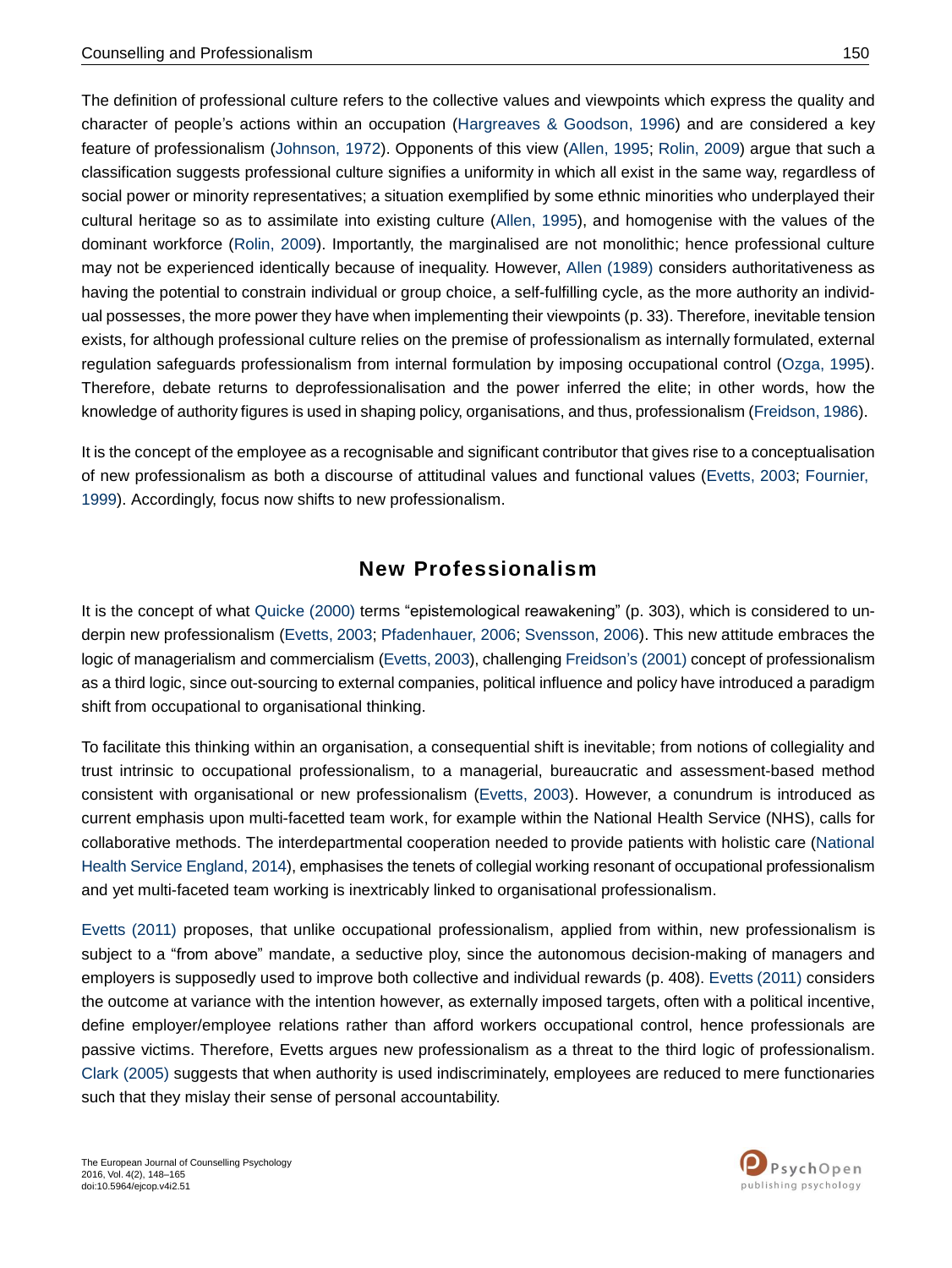The definition of professional culture refers to the collective values and viewpoints which express the quality and character of people's actions within an occupation (Hargreaves & Goodson, 1996) and are considered a key feature of professionalism (Johnson, 1972). Opponents of this view (Allen, 1995; Rolin, 2009) argue that such a classification suggests professional culture signifies a uniformity in which all exist in the same way, regardless of social power or minority representatives; a situation exemplified by some ethnic minorities who underplayed their cultural heritage so as to assimilate into existing culture (Allen, 1995), and homogenise with the values of the dominant workforce (Rolin, 2009). Importantly, the marginalised are not monolithic; hence professional culture may not be experienced identically because of inequality. However, Allen (1989) considers authoritativeness as having the potential to constrain individual or group choice, a self-fulfilling cycle, as the more authority an individual possesses, the more power they have when implementing their viewpoints (p. 33). Therefore, inevitable tension exists, for although professional culture relies on the premise of professionalism as internally formulated, external regulation safeguards professionalism from internal formulation by imposing occupational control (Ozga, 1995). Therefore, debate returns to deprofessionalisation and the power inferred the elite; in other words, how the knowledge of authority figures is used in shaping policy, organisations, and thus, professionalism (Freidson, 1986).

It is the concept of the employee as a recognisable and significant contributor that gives rise to a conceptualisation of new professionalism as both a discourse of attitudinal values and functional values (Evetts, 2003; Fournier, 1999). Accordingly, focus now shifts to new professionalism.

## New Professionalism

It is the concept of what Quicke (2000) terms "epistemological reawakening" (p. 303), which is considered to underpin new professionalism (Evetts, 2003; Pfadenhauer, 2006; Svensson, 2006). This new attitude embraces the logic of managerialism and commercialism (Evetts, 2003), challenging Freidson's (2001) concept of professionalism as a third logic, since out-sourcing to external companies, political influence and policy have introduced a paradigm shift from occupational to organisational thinking.

To facilitate this thinking within an organisation, a consequential shift is inevitable; from notions of collegiality and trust intrinsic to occupational professionalism, to a managerial, bureaucratic and assessment-based method consistent with organisational or new professionalism (Evetts, 2003). However, a conundrum is introduced as current emphasis upon multi-facetted team work, for example within the National Health Service (NHS), calls for collaborative methods. The interdepartmental cooperation needed to provide patients with holistic care (National Health Service England, 2014), emphasises the tenets of collegial working resonant of occupational professionalism and yet multi-faceted team working is inextricably linked to organisational professionalism.

Evetts (2011) proposes, that unlike occupational professionalism, applied from within, new professionalism is subject to a "from above" mandate, a seductive ploy, since the autonomous decision-making of managers and employers is supposedly used to improve both collective and individual rewards (p. 408). Evetts (2011) considers the outcome at variance with the intention however, as externally imposed targets, often with a political incentive, define employer/employee relations rather than afford workers occupational control, hence professionals are passive victims. Therefore, Evetts argues new professionalism as a threat to the third logic of professionalism. Clark (2005) suggests that when authority is used indiscriminately, employees are reduced to mere functionaries such that they mislay their sense of personal accountability.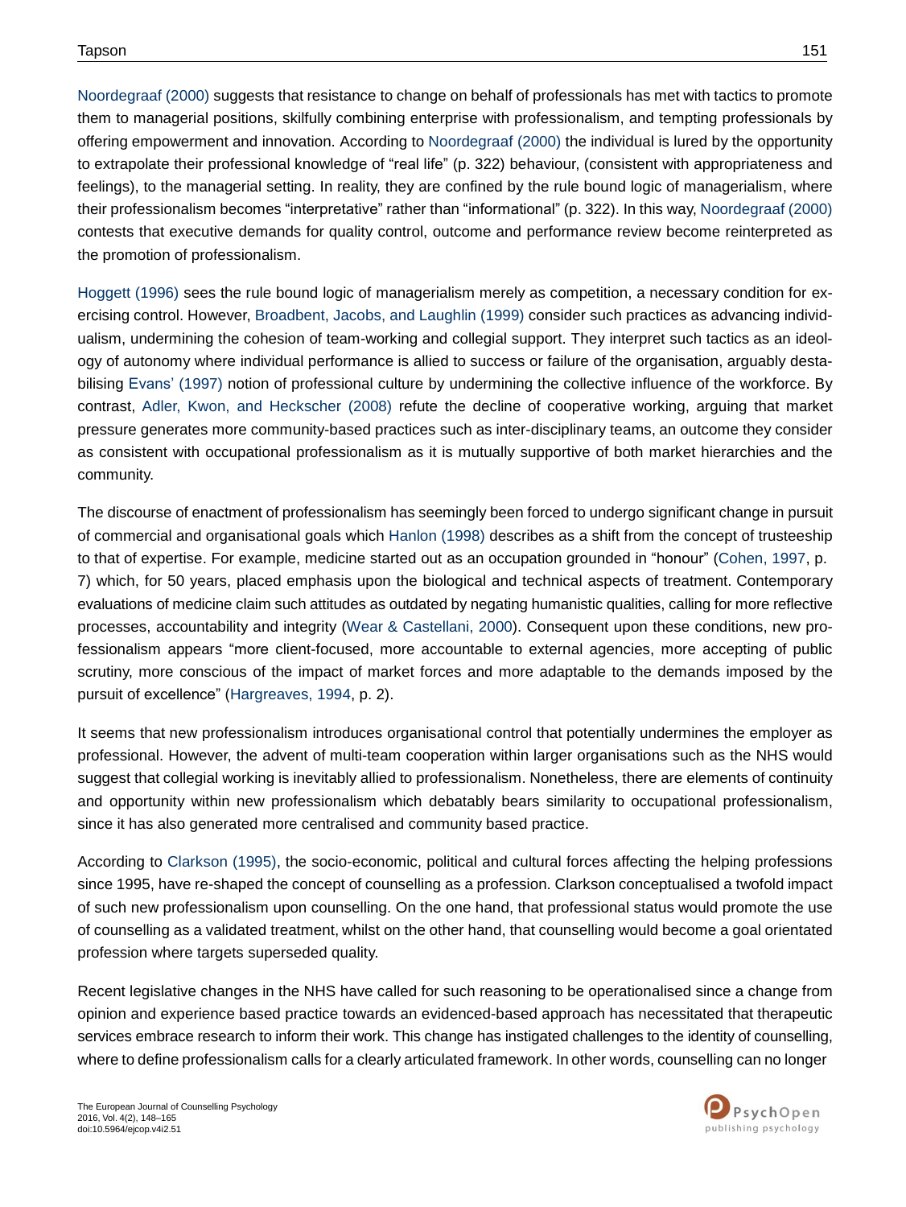Noordegraaf (2000) suggests that resistance to change on behalf of professionals has met with tactics to promote them to managerial positions, skilfully combining enterprise with professionalism, and tempting professionals by offering empowerment and innovation. According to Noordegraaf (2000) the individual is lured by the opportunity to extrapolate their professional knowledge of "real life" (p. 322) behaviour, (consistent with appropriateness and feelings), to the managerial setting. In reality, they are confined by the rule bound logic of managerialism, where their professionalism becomes "interpretative" rather than "informational" (p. 322). In this way, Noordegraaf (2000) contests that executive demands for quality control, outcome and performance review become reinterpreted as the promotion of professionalism.

Hoggett (1996) sees the rule bound logic of managerialism merely as competition, a necessary condition for exercising control. However, Broadbent, Jacobs, and Laughlin (1999) consider such practices as advancing individualism, undermining the cohesion of team-working and collegial support. They interpret such tactics as an ideology of autonomy where individual performance is allied to success or failure of the organisation, arguably destabilising Evans' (1997) notion of professional culture by undermining the collective influence of the workforce. By contrast, Adler, Kwon, and Heckscher (2008) refute the decline of cooperative working, arguing that market pressure generates more community-based practices such as inter-disciplinary teams, an outcome they consider as consistent with occupational professionalism as it is mutually supportive of both market hierarchies and the community.

The discourse of enactment of professionalism has seemingly been forced to undergo significant change in pursuit of commercial and organisational goals which Hanlon (1998) describes as a shift from the concept of trusteeship to that of expertise. For example, medicine started out as an occupation grounded in "honour" (Cohen, 1997, p. 7) which, for 50 years, placed emphasis upon the biological and technical aspects of treatment. Contemporary evaluations of medicine claim such attitudes as outdated by negating humanistic qualities, calling for more reflective processes, accountability and integrity (Wear & Castellani, 2000). Consequent upon these conditions, new professionalism appears "more client-focused, more accountable to external agencies, more accepting of public scrutiny, more conscious of the impact of market forces and more adaptable to the demands imposed by the pursuit of excellence" (Hargreaves, 1994, p. 2).

It seems that new professionalism introduces organisational control that potentially undermines the employer as professional. However, the advent of multi-team cooperation within larger organisations such as the NHS would suggest that collegial working is inevitably allied to professionalism. Nonetheless, there are elements of continuity and opportunity within new professionalism which debatably bears similarity to occupational professionalism, since it has also generated more centralised and community based practice.

According to Clarkson (1995), the socio-economic, political and cultural forces affecting the helping professions since 1995, have re-shaped the concept of counselling as a profession. Clarkson conceptualised a twofold impact of such new professionalism upon counselling. On the one hand, that professional status would promote the use of counselling as a validated treatment, whilst on the other hand, that counselling would become a goal orientated profession where targets superseded quality.

Recent legislative changes in the NHS have called for such reasoning to be operationalised since a change from opinion and experience based practice towards an evidenced-based approach has necessitated that therapeutic services embrace research to inform their work. This change has instigated challenges to the identity of counselling, where to define professionalism calls for a clearly articulated framework. In other words, counselling can no longer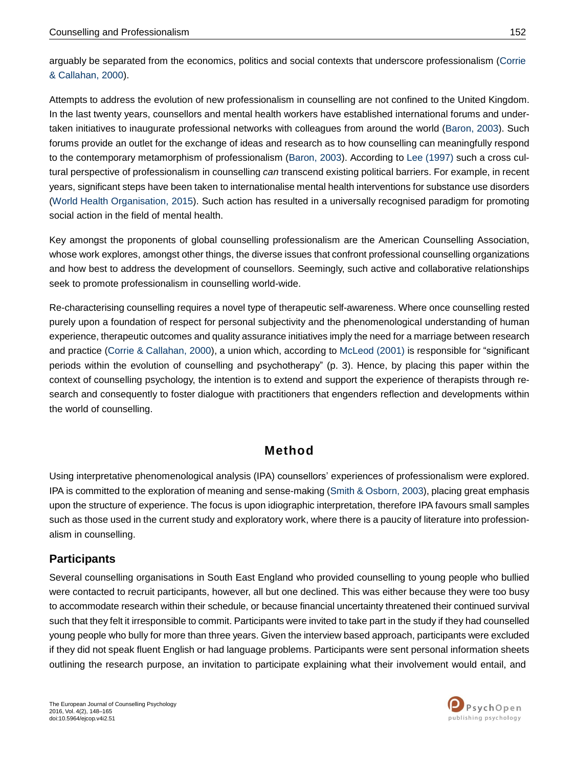arguably be separated from the economics, politics and social contexts that underscore professionalism (Corrie & Callahan, 2000).

Attempts to address the evolution of new professionalism in counselling are not confined to the United Kingdom. In the last twenty years, counsellors and mental health workers have established international forums and undertaken initiatives to inaugurate professional networks with colleagues from around the world (Baron, 2003). Such forums provide an outlet for the exchange of ideas and research as to how counselling can meaningfully respond to the contemporary metamorphism of professionalism (Baron, 2003). According to Lee (1997) such a cross cultural perspective of professionalism in counselling *can* transcend existing political barriers. For example, in recent years, significant steps have been taken to internationalise mental health interventions for substance use disorders (World Health Organisation, 2015). Such action has resulted in a universally recognised paradigm for promoting social action in the field of mental health.

Key amongst the proponents of global counselling professionalism are the American Counselling Association, whose work explores, amongst other things, the diverse issues that confront professional counselling organizations and how best to address the development of counsellors. Seemingly, such active and collaborative relationships seek to promote professionalism in counselling world-wide.

Re-characterising counselling requires a novel type of therapeutic self-awareness. Where once counselling rested purely upon a foundation of respect for personal subjectivity and the phenomenological understanding of human experience, therapeutic outcomes and quality assurance initiatives imply the need for a marriage between research and practice (Corrie & Callahan, 2000), a union which, according to McLeod (2001) is responsible for "significant periods within the evolution of counselling and psychotherapy" (p. 3). Hence, by placing this paper within the context of counselling psychology, the intention is to extend and support the experience of therapists through research and consequently to foster dialogue with practitioners that engenders reflection and developments within the world of counselling.

# Method

Using interpretative phenomenological analysis (IPA) counsellors' experiences of professionalism were explored. IPA is committed to the exploration of meaning and sense-making (Smith & Osborn, 2003), placing great emphasis upon the structure of experience. The focus is upon idiographic interpretation, therefore IPA favours small samples such as those used in the current study and exploratory work, where there is a paucity of literature into professionalism in counselling.

## Participants

Several counselling organisations in South East England who provided counselling to young people who bullied were contacted to recruit participants, however, all but one declined. This was either because they were too busy to accommodate research within their schedule, or because financial uncertainty threatened their continued survival such that they felt it irresponsible to commit. Participants were invited to take part in the study if they had counselled young people who bully for more than three years. Given the interview based approach, participants were excluded if they did not speak fluent English or had language problems. Participants were sent personal information sheets outlining the research purpose, an invitation to participate explaining what their involvement would entail, and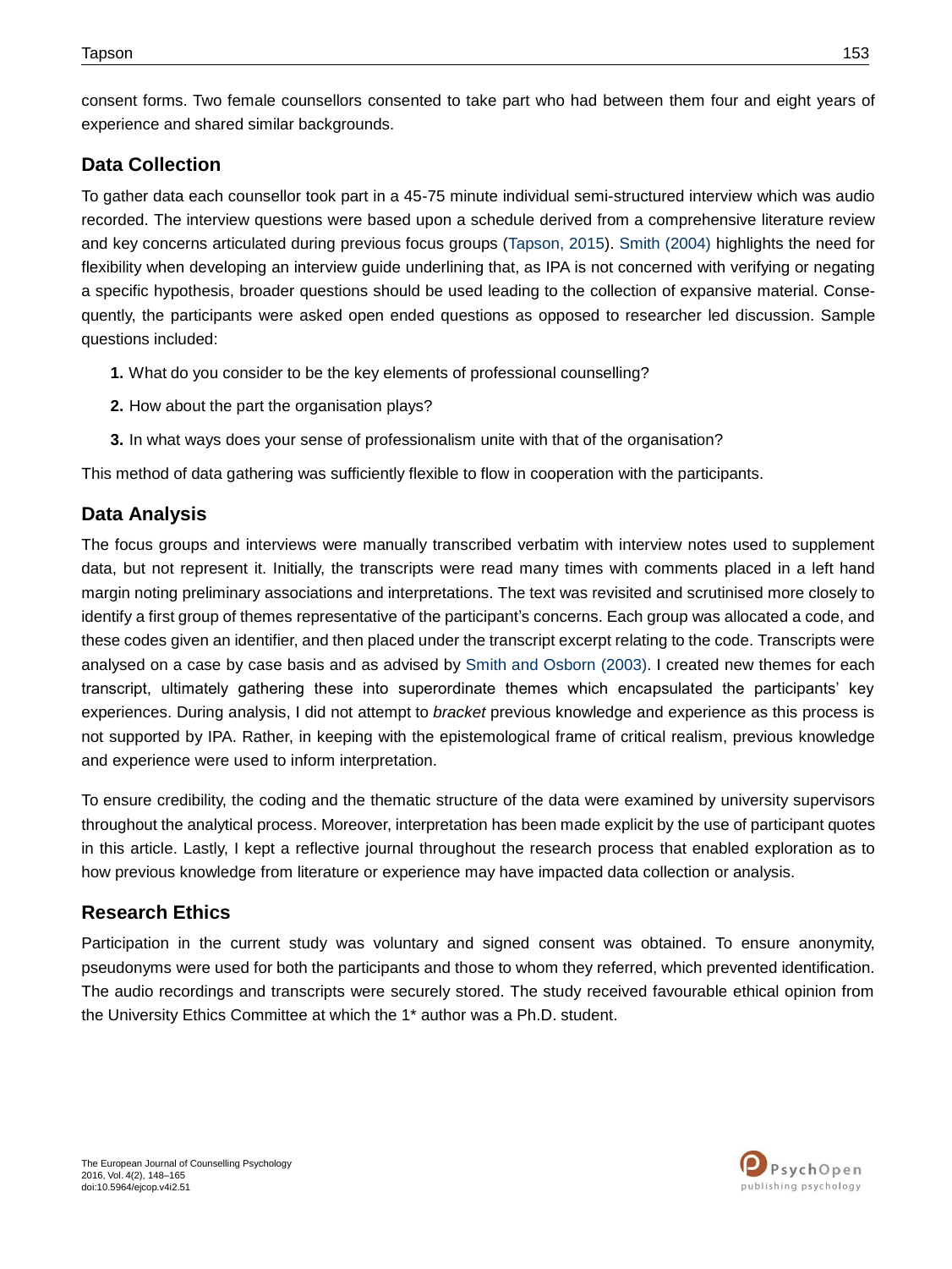consent forms. Two female counsellors consented to take part who had between them four and eight years of experience and shared similar backgrounds.

## Data Collection

To gather data each counsellor took part in a 45-75 minute individual semi-structured interview which was audio recorded. The interview questions were based upon a schedule derived from a comprehensive literature review and key concerns articulated during previous focus groups (Tapson, 2015). Smith (2004) highlights the need for flexibility when developing an interview guide underlining that, as IPA is not concerned with verifying or negating a specific hypothesis, broader questions should be used leading to the collection of expansive material. Consequently, the participants were asked open ended questions as opposed to researcher led discussion. Sample questions included:

1. What do you consider to be the key elements of professional counselling?
2. How about the part the organisation plays?
3. In what ways does your sense of professionalism unite with that of the organisation?

This method of data gathering was sufficiently flexible to flow in cooperation with the participants.

## Data Analysis

The focus groups and interviews were manually transcribed verbatim with interview notes used to supplement data, but not represent it. Initially, the transcripts were read many times with comments placed in a left hand margin noting preliminary associations and interpretations. The text was revisited and scrutinised more closely to identify a first group of themes representative of the participant's concerns. Each group was allocated a code, and these codes given an identifier, and then placed under the transcript excerpt relating to the code. Transcripts were analysed on a case by case basis and as advised by Smith and Osborn (2003). I created new themes for each transcript, ultimately gathering these into superordinate themes which encapsulated the participants' key experiences. During analysis, I did not attempt to *bracket* previous knowledge and experience as this process is not supported by IPA. Rather, in keeping with the epistemological frame of critical realism, previous knowledge and experience were used to inform interpretation.

To ensure credibility, the coding and the thematic structure of the data were examined by university supervisors throughout the analytical process. Moreover, interpretation has been made explicit by the use of participant quotes in this article. Lastly, I kept a reflective journal throughout the research process that enabled exploration as to how previous knowledge from literature or experience may have impacted data collection or analysis.

## Research Ethics

Participation in the current study was voluntary and signed consent was obtained. To ensure anonymity, pseudonyms were used for both the participants and those to whom they referred, which prevented identification. The audio recordings and transcripts were securely stored. The study received favourable ethical opinion from the University Ethics Committee at which the 1* author was a Ph.D. student.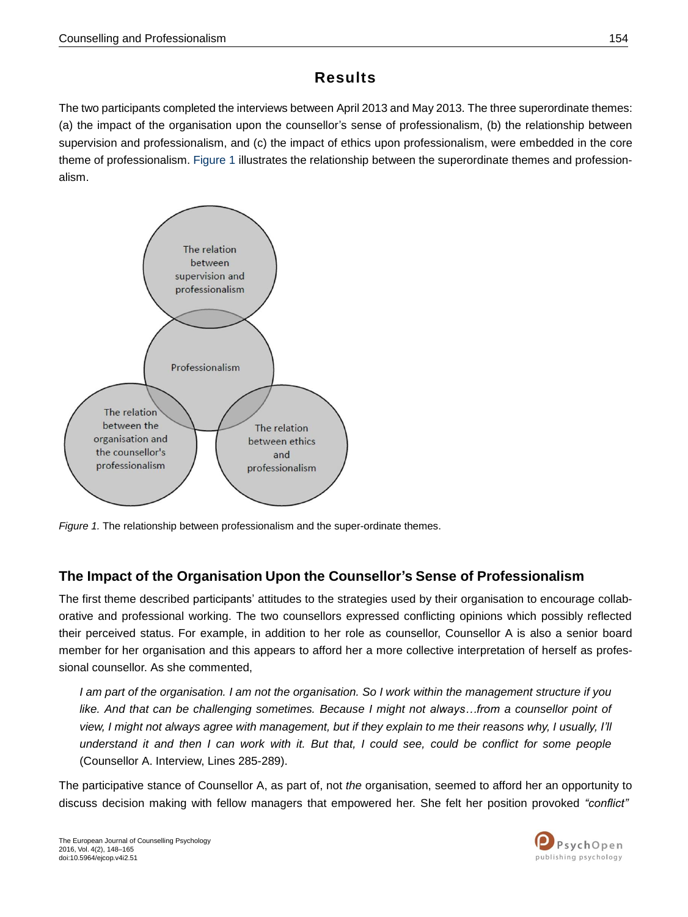## Results

The two participants completed the interviews between April 2013 and May 2013. The three superordinate themes: (a) the impact of the organisation upon the counsellor's sense of professionalism, (b) the relationship between supervision and professionalism, and (c) the impact of ethics upon professionalism, were embedded in the core theme of professionalism. Figure 1 illustrates the relationship between the superordinate themes and professionalism.

*Figure 1.* The relationship between professionalism and the super-ordinate themes.

### The Impact of the Organisation Upon the Counsellor's Sense of Professionalism

The first theme described participants' attitudes to the strategies used by their organisation to encourage collaborative and professional working. The two counsellors expressed conflicting opinions which possibly reflected their perceived status. For example, in addition to her role as counsellor, Counsellor A is also a senior board member for her organisation and this appears to afford her a more collective interpretation of herself as professional counsellor. As she commented,

> *I am part of the organisation. I am not the organisation. So I work within the management structure if you like. And that can be challenging sometimes. Because I might not always…from a counsellor point of view, I might not always agree with management, but if they explain to me their reasons why, I usually, I'll understand it and then I can work with it. But that, I could see, could be conflict for some people* (Counsellor A. Interview, Lines 285-289).

The participative stance of Counsellor A, as part of, not *the* organisation, seemed to afford her an opportunity to discuss decision making with fellow managers that empowered her. She felt her position provoked *"conflict"*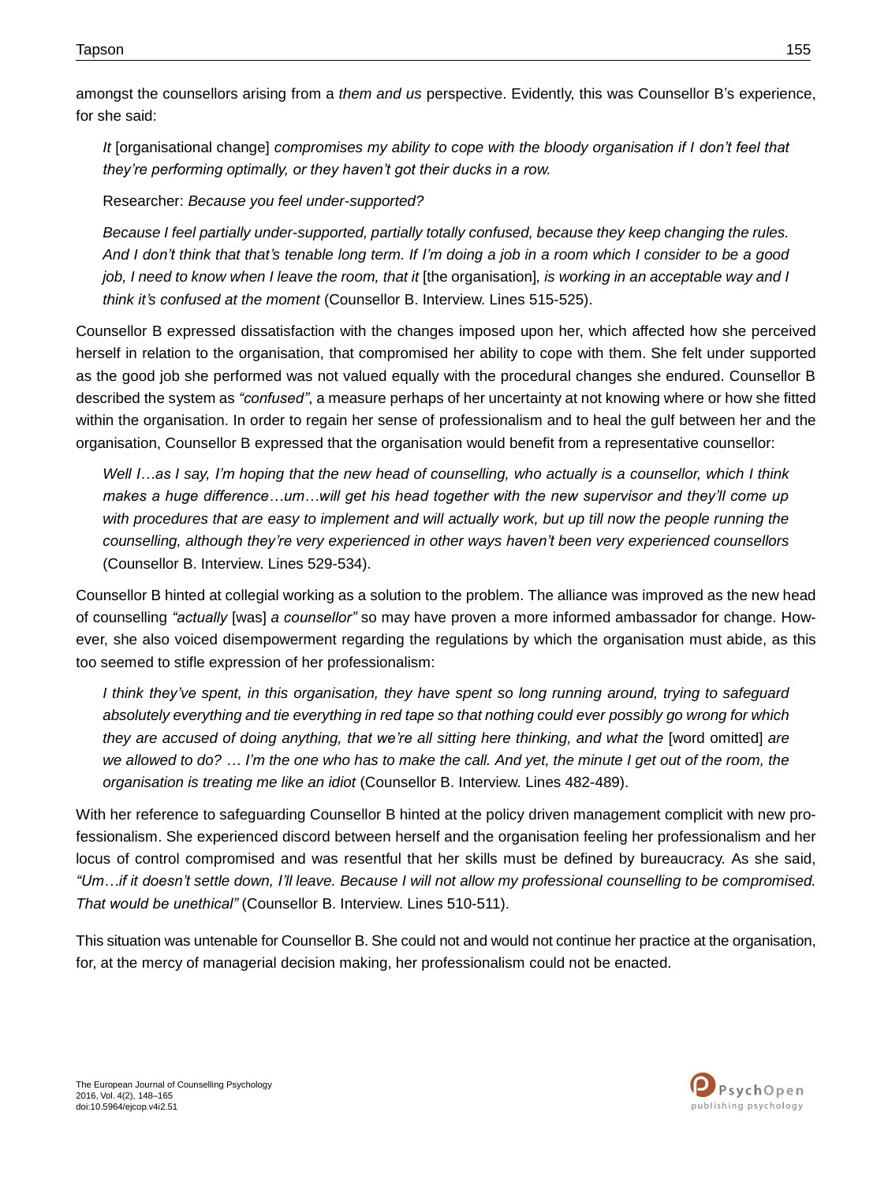amongst the counsellors arising from a *them and us* perspective. Evidently, this was Counsellor B's experience, for she said:

> *It* [organisational change] *compromises my ability to cope with the bloody organisation if I don't feel that they're performing optimally, or they haven't got their ducks in a row.*
>
> Researcher: *Because you feel under-supported?*
>
> *Because I feel partially under-supported, partially totally confused, because they keep changing the rules. And I don't think that that's tenable long term. If I'm doing a job in a room which I consider to be a good job, I need to know when I leave the room, that it* [the organisation]*, is working in an acceptable way and I think it's confused at the moment* (Counsellor B. Interview. Lines 515-525).

Counsellor B expressed dissatisfaction with the changes imposed upon her, which affected how she perceived herself in relation to the organisation, that compromised her ability to cope with them. She felt under supported as the good job she performed was not valued equally with the procedural changes she endured. Counsellor B described the system as *"confused"*, a measure perhaps of her uncertainty at not knowing where or how she fitted within the organisation. In order to regain her sense of professionalism and to heal the gulf between her and the organisation, Counsellor B expressed that the organisation would benefit from a representative counsellor:

> *Well I…as I say, I'm hoping that the new head of counselling, who actually is a counsellor, which I think makes a huge difference…um…will get his head together with the new supervisor and they'll come up with procedures that are easy to implement and will actually work, but up till now the people running the counselling, although they're very experienced in other ways haven't been very experienced counsellors* (Counsellor B. Interview. Lines 529-534).

Counsellor B hinted at collegial working as a solution to the problem. The alliance was improved as the new head of counselling *"actually* [was] *a counsellor"* so may have proven a more informed ambassador for change. However, she also voiced disempowerment regarding the regulations by which the organisation must abide, as this too seemed to stifle expression of her professionalism:

> *I think they've spent, in this organisation, they have spent so long running around, trying to safeguard absolutely everything and tie everything in red tape so that nothing could ever possibly go wrong for which they are accused of doing anything, that we're all sitting here thinking, and what the* [word omitted] *are we allowed to do? … I'm the one who has to make the call. And yet, the minute I get out of the room, the organisation is treating me like an idiot* (Counsellor B. Interview. Lines 482-489).

With her reference to safeguarding Counsellor B hinted at the policy driven management complicit with new professionalism. She experienced discord between herself and the organisation feeling her professionalism and her locus of control compromised and was resentful that her skills must be defined by bureaucracy. As she said, *"Um…if it doesn't settle down, I'll leave. Because I will not allow my professional counselling to be compromised. That would be unethical"* (Counsellor B. Interview. Lines 510-511).

This situation was untenable for Counsellor B. She could not and would not continue her practice at the organisation, for, at the mercy of managerial decision making, her professionalism could not be enacted.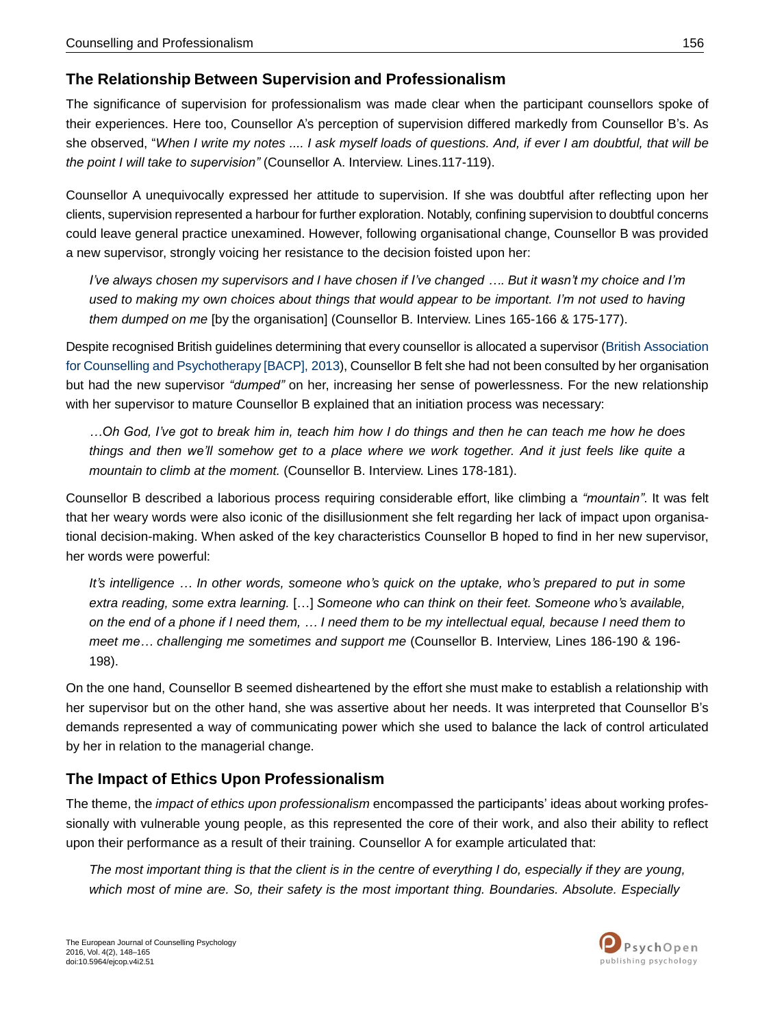## The Relationship Between Supervision and Professionalism

The significance of supervision for professionalism was made clear when the participant counsellors spoke of their experiences. Here too, Counsellor A's perception of supervision differed markedly from Counsellor B's. As she observed, "*When I write my notes .... I ask myself loads of questions. And, if ever I am doubtful, that will be the point I will take to supervision"* (Counsellor A. Interview. Lines.117-119).

Counsellor A unequivocally expressed her attitude to supervision. If she was doubtful after reflecting upon her clients, supervision represented a harbour for further exploration. Notably, confining supervision to doubtful concerns could leave general practice unexamined. However, following organisational change, Counsellor B was provided a new supervisor, strongly voicing her resistance to the decision foisted upon her:

> *I've always chosen my supervisors and I have chosen if I've changed …. But it wasn't my choice and I'm used to making my own choices about things that would appear to be important. I'm not used to having them dumped on me* [by the organisation] (Counsellor B. Interview. Lines 165-166 & 175-177).

Despite recognised British guidelines determining that every counsellor is allocated a supervisor (British Association for Counselling and Psychotherapy [BACP], 2013), Counsellor B felt she had not been consulted by her organisation but had the new supervisor *"dumped"* on her, increasing her sense of powerlessness. For the new relationship with her supervisor to mature Counsellor B explained that an initiation process was necessary:

> *…Oh God, I've got to break him in, teach him how I do things and then he can teach me how he does things and then we'll somehow get to a place where we work together. And it just feels like quite a mountain to climb at the moment.* (Counsellor B. Interview. Lines 178-181).

Counsellor B described a laborious process requiring considerable effort, like climbing a *"mountain"*. It was felt that her weary words were also iconic of the disillusionment she felt regarding her lack of impact upon organisational decision-making. When asked of the key characteristics Counsellor B hoped to find in her new supervisor, her words were powerful:

> *It's intelligence … In other words, someone who's quick on the uptake, who's prepared to put in some extra reading, some extra learning.* […] *Someone who can think on their feet. Someone who's available, on the end of a phone if I need them, … I need them to be my intellectual equal, because I need them to meet me… challenging me sometimes and support me* (Counsellor B. Interview, Lines 186-190 & 196-198).

On the one hand, Counsellor B seemed disheartened by the effort she must make to establish a relationship with her supervisor but on the other hand, she was assertive about her needs. It was interpreted that Counsellor B's demands represented a way of communicating power which she used to balance the lack of control articulated by her in relation to the managerial change.

## The Impact of Ethics Upon Professionalism

The theme, the *impact of ethics upon professionalism* encompassed the participants' ideas about working professionally with vulnerable young people, as this represented the core of their work, and also their ability to reflect upon their performance as a result of their training. Counsellor A for example articulated that:

> *The most important thing is that the client is in the centre of everything I do, especially if they are young, which most of mine are. So, their safety is the most important thing. Boundaries. Absolute. Especially*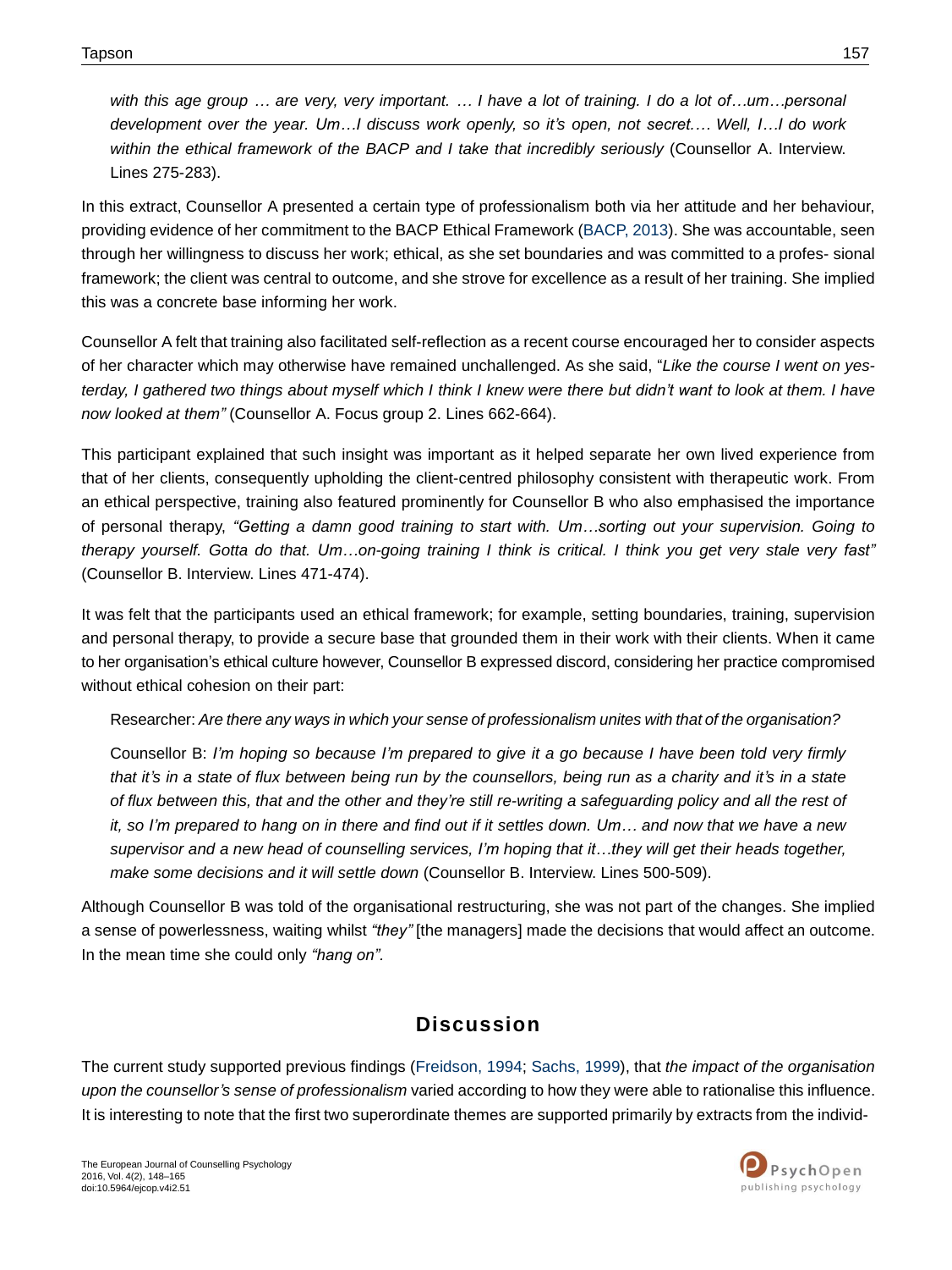*with this age group … are very, very important. … I have a lot of training. I do a lot of…um…personal development over the year. Um…I discuss work openly, so it's open, not secret…. Well, I…I do work within the ethical framework of the BACP and I take that incredibly seriously* (Counsellor A. Interview. Lines 275-283).

In this extract, Counsellor A presented a certain type of professionalism both via her attitude and her behaviour, providing evidence of her commitment to the BACP Ethical Framework (BACP, 2013). She was accountable, seen through her willingness to discuss her work; ethical, as she set boundaries and was committed to a profes- sional framework; the client was central to outcome, and she strove for excellence as a result of her training. She implied this was a concrete base informing her work.

Counsellor A felt that training also facilitated self-reflection as a recent course encouraged her to consider aspects of her character which may otherwise have remained unchallenged. As she said, "*Like the course I went on yesterday, I gathered two things about myself which I think I knew were there but didn't want to look at them. I have now looked at them"* (Counsellor A. Focus group 2. Lines 662-664).

This participant explained that such insight was important as it helped separate her own lived experience from that of her clients, consequently upholding the client-centred philosophy consistent with therapeutic work. From an ethical perspective, training also featured prominently for Counsellor B who also emphasised the importance of personal therapy, *"Getting a damn good training to start with. Um…sorting out your supervision. Going to therapy yourself. Gotta do that. Um…on-going training I think is critical. I think you get very stale very fast"* (Counsellor B. Interview. Lines 471-474).

It was felt that the participants used an ethical framework; for example, setting boundaries, training, supervision and personal therapy, to provide a secure base that grounded them in their work with their clients. When it came to her organisation's ethical culture however, Counsellor B expressed discord, considering her practice compromised without ethical cohesion on their part:

> Researcher: *Are there any ways in which your sense of professionalism unites with that of the organisation?*
>
> Counsellor B: *I'm hoping so because I'm prepared to give it a go because I have been told very firmly that it's in a state of flux between being run by the counsellors, being run as a charity and it's in a state of flux between this, that and the other and they're still re-writing a safeguarding policy and all the rest of it, so I'm prepared to hang on in there and find out if it settles down. Um… and now that we have a new supervisor and a new head of counselling services, I'm hoping that it…they will get their heads together, make some decisions and it will settle down* (Counsellor B. Interview. Lines 500-509).

Although Counsellor B was told of the organisational restructuring, she was not part of the changes. She implied a sense of powerlessness, waiting whilst *"they"* [the managers] made the decisions that would affect an outcome. In the mean time she could only *"hang on"*.

## Discussion

The current study supported previous findings (Freidson, 1994; Sachs, 1999), that *the impact of the organisation upon the counsellor's sense of professionalism* varied according to how they were able to rationalise this influence. It is interesting to note that the first two superordinate themes are supported primarily by extracts from the individ-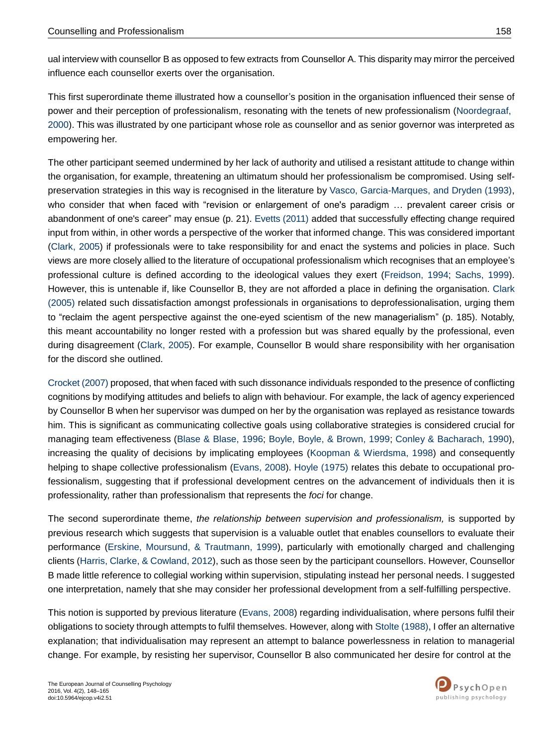ual interview with counsellor B as opposed to few extracts from Counsellor A. This disparity may mirror the perceived influence each counsellor exerts over the organisation.

This first superordinate theme illustrated how a counsellor's position in the organisation influenced their sense of power and their perception of professionalism, resonating with the tenets of new professionalism (Noordegraaf, 2000). This was illustrated by one participant whose role as counsellor and as senior governor was interpreted as empowering her.

The other participant seemed undermined by her lack of authority and utilised a resistant attitude to change within the organisation, for example, threatening an ultimatum should her professionalism be compromised. Using self-preservation strategies in this way is recognised in the literature by Vasco, Garcia-Marques, and Dryden (1993), who consider that when faced with "revision or enlargement of one's paradigm … prevalent career crisis or abandonment of one's career" may ensue (p. 21). Evetts (2011) added that successfully effecting change required input from within, in other words a perspective of the worker that informed change. This was considered important (Clark, 2005) if professionals were to take responsibility for and enact the systems and policies in place. Such views are more closely allied to the literature of occupational professionalism which recognises that an employee's professional culture is defined according to the ideological values they exert (Freidson, 1994; Sachs, 1999). However, this is untenable if, like Counsellor B, they are not afforded a place in defining the organisation. Clark (2005) related such dissatisfaction amongst professionals in organisations to deprofessionalisation, urging them to "reclaim the agent perspective against the one-eyed scientism of the new managerialism" (p. 185). Notably, this meant accountability no longer rested with a profession but was shared equally by the professional, even during disagreement (Clark, 2005). For example, Counsellor B would share responsibility with her organisation for the discord she outlined.

Crocket (2007) proposed, that when faced with such dissonance individuals responded to the presence of conflicting cognitions by modifying attitudes and beliefs to align with behaviour. For example, the lack of agency experienced by Counsellor B when her supervisor was dumped on her by the organisation was replayed as resistance towards him. This is significant as communicating collective goals using collaborative strategies is considered crucial for managing team effectiveness (Blase & Blase, 1996; Boyle, Boyle, & Brown, 1999; Conley & Bacharach, 1990), increasing the quality of decisions by implicating employees (Koopman & Wierdsma, 1998) and consequently helping to shape collective professionalism (Evans, 2008). Hoyle (1975) relates this debate to occupational professionalism, suggesting that if professional development centres on the advancement of individuals then it is professionality, rather than professionalism that represents the *foci* for change.

The second superordinate theme, *the relationship between supervision and professionalism,* is supported by previous research which suggests that supervision is a valuable outlet that enables counsellors to evaluate their performance (Erskine, Moursund, & Trautmann, 1999), particularly with emotionally charged and challenging clients (Harris, Clarke, & Cowland, 2012), such as those seen by the participant counsellors. However, Counsellor B made little reference to collegial working within supervision, stipulating instead her personal needs. I suggested one interpretation, namely that she may consider her professional development from a self-fulfilling perspective.

This notion is supported by previous literature (Evans, 2008) regarding individualisation, where persons fulfil their obligations to society through attempts to fulfil themselves. However, along with Stolte (1988), I offer an alternative explanation; that individualisation may represent an attempt to balance powerlessness in relation to managerial change. For example, by resisting her supervisor, Counsellor B also communicated her desire for control at the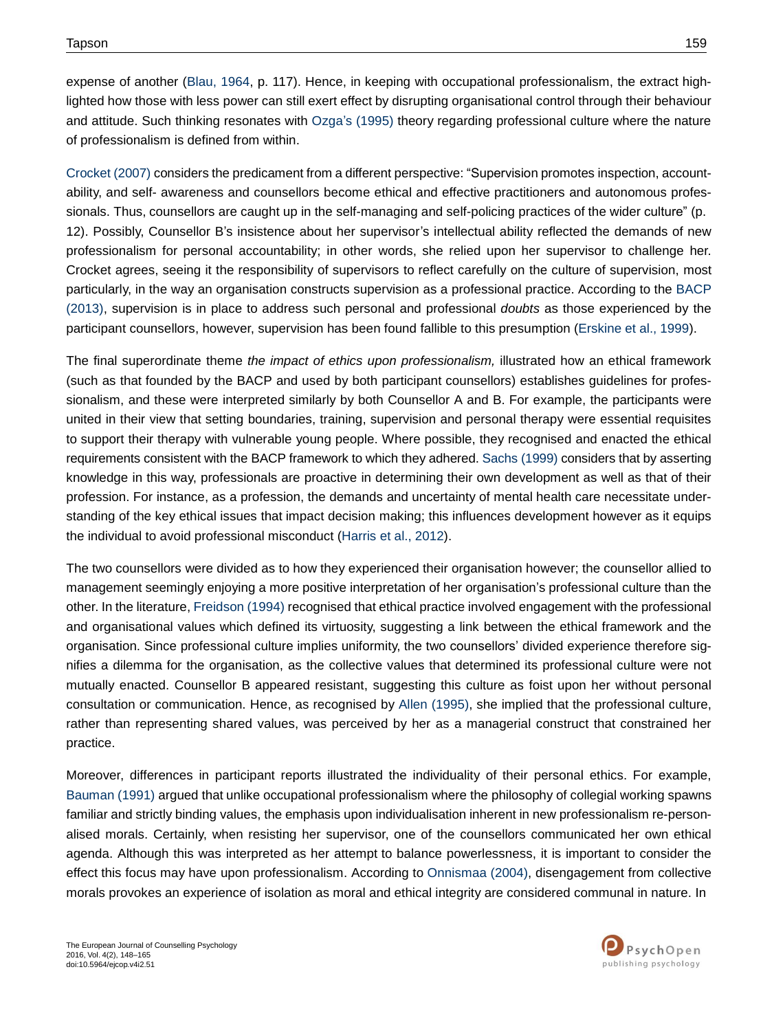expense of another (Blau, 1964, p. 117). Hence, in keeping with occupational professionalism, the extract highlighted how those with less power can still exert effect by disrupting organisational control through their behaviour and attitude. Such thinking resonates with Ozga's (1995) theory regarding professional culture where the nature of professionalism is defined from within.

Crocket (2007) considers the predicament from a different perspective: "Supervision promotes inspection, accountability, and self- awareness and counsellors become ethical and effective practitioners and autonomous professionals. Thus, counsellors are caught up in the self-managing and self-policing practices of the wider culture" (p. 12). Possibly, Counsellor B's insistence about her supervisor's intellectual ability reflected the demands of new professionalism for personal accountability; in other words, she relied upon her supervisor to challenge her. Crocket agrees, seeing it the responsibility of supervisors to reflect carefully on the culture of supervision, most particularly, in the way an organisation constructs supervision as a professional practice. According to the BACP (2013), supervision is in place to address such personal and professional *doubts* as those experienced by the participant counsellors, however, supervision has been found fallible to this presumption (Erskine et al., 1999).

The final superordinate theme *the impact of ethics upon professionalism,* illustrated how an ethical framework (such as that founded by the BACP and used by both participant counsellors) establishes guidelines for professionalism, and these were interpreted similarly by both Counsellor A and B. For example, the participants were united in their view that setting boundaries, training, supervision and personal therapy were essential requisites to support their therapy with vulnerable young people. Where possible, they recognised and enacted the ethical requirements consistent with the BACP framework to which they adhered. Sachs (1999) considers that by asserting knowledge in this way, professionals are proactive in determining their own development as well as that of their profession. For instance, as a profession, the demands and uncertainty of mental health care necessitate understanding of the key ethical issues that impact decision making; this influences development however as it equips the individual to avoid professional misconduct (Harris et al., 2012).

The two counsellors were divided as to how they experienced their organisation however; the counsellor allied to management seemingly enjoying a more positive interpretation of her organisation's professional culture than the other. In the literature, Freidson (1994) recognised that ethical practice involved engagement with the professional and organisational values which defined its virtuosity, suggesting a link between the ethical framework and the organisation. Since professional culture implies uniformity, the two counsellors' divided experience therefore signifies a dilemma for the organisation, as the collective values that determined its professional culture were not mutually enacted. Counsellor B appeared resistant, suggesting this culture as foist upon her without personal consultation or communication. Hence, as recognised by Allen (1995), she implied that the professional culture, rather than representing shared values, was perceived by her as a managerial construct that constrained her practice.

Moreover, differences in participant reports illustrated the individuality of their personal ethics. For example, Bauman (1991) argued that unlike occupational professionalism where the philosophy of collegial working spawns familiar and strictly binding values, the emphasis upon individualisation inherent in new professionalism re-personalised morals. Certainly, when resisting her supervisor, one of the counsellors communicated her own ethical agenda. Although this was interpreted as her attempt to balance powerlessness, it is important to consider the effect this focus may have upon professionalism. According to Onnismaa (2004), disengagement from collective morals provokes an experience of isolation as moral and ethical integrity are considered communal in nature. In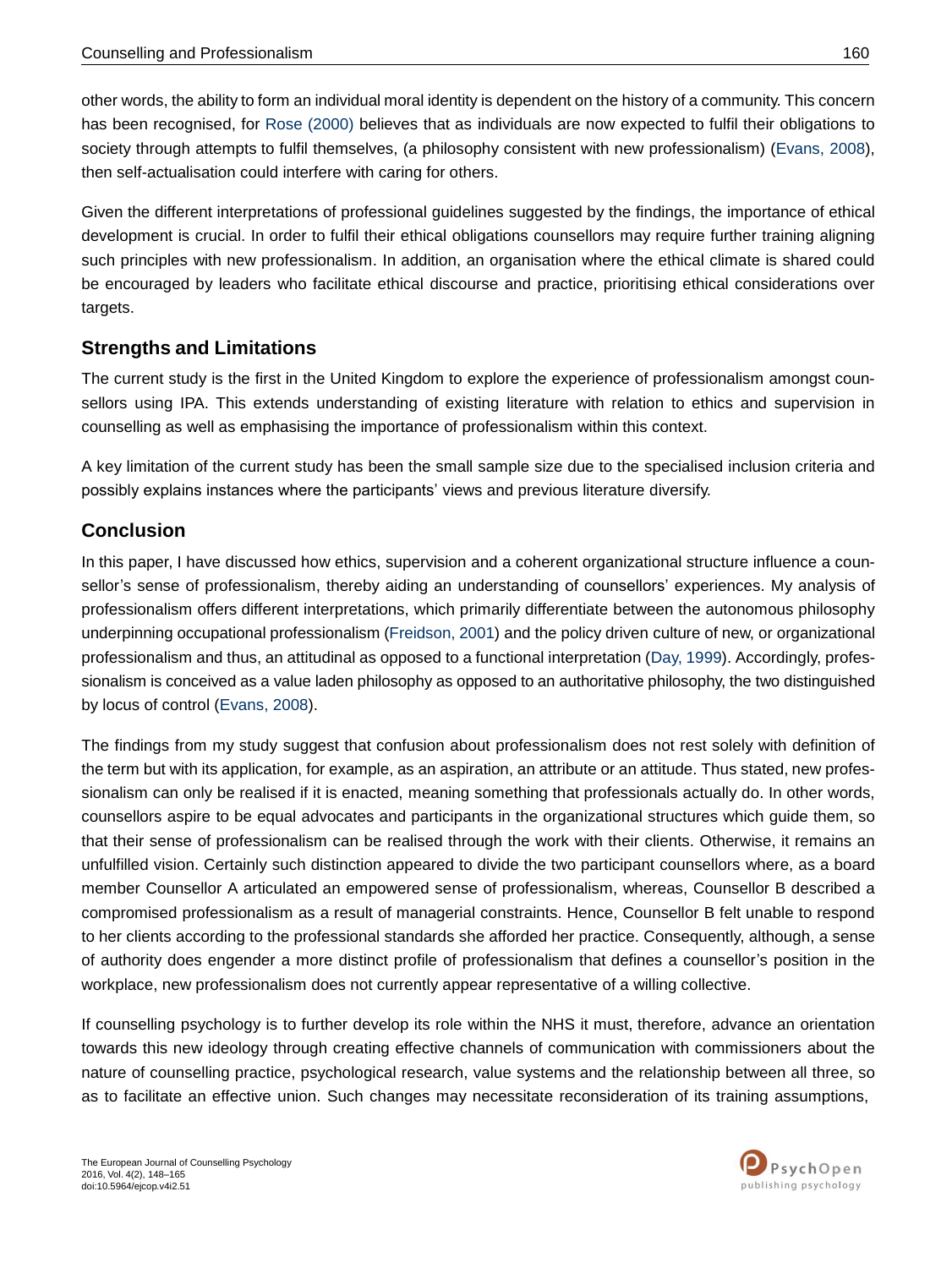other words, the ability to form an individual moral identity is dependent on the history of a community. This concern has been recognised, for Rose (2000) believes that as individuals are now expected to fulfil their obligations to society through attempts to fulfil themselves, (a philosophy consistent with new professionalism) (Evans, 2008), then self-actualisation could interfere with caring for others.

Given the different interpretations of professional guidelines suggested by the findings, the importance of ethical development is crucial. In order to fulfil their ethical obligations counsellors may require further training aligning such principles with new professionalism. In addition, an organisation where the ethical climate is shared could be encouraged by leaders who facilitate ethical discourse and practice, prioritising ethical considerations over targets.

## Strengths and Limitations

The current study is the first in the United Kingdom to explore the experience of professionalism amongst counsellors using IPA. This extends understanding of existing literature with relation to ethics and supervision in counselling as well as emphasising the importance of professionalism within this context.

A key limitation of the current study has been the small sample size due to the specialised inclusion criteria and possibly explains instances where the participants' views and previous literature diversify.

## Conclusion

In this paper, I have discussed how ethics, supervision and a coherent organizational structure influence a counsellor's sense of professionalism, thereby aiding an understanding of counsellors' experiences. My analysis of professionalism offers different interpretations, which primarily differentiate between the autonomous philosophy underpinning occupational professionalism (Freidson, 2001) and the policy driven culture of new, or organizational professionalism and thus, an attitudinal as opposed to a functional interpretation (Day, 1999). Accordingly, professionalism is conceived as a value laden philosophy as opposed to an authoritative philosophy, the two distinguished by locus of control (Evans, 2008).

The findings from my study suggest that confusion about professionalism does not rest solely with definition of the term but with its application, for example, as an aspiration, an attribute or an attitude. Thus stated, new professionalism can only be realised if it is enacted, meaning something that professionals actually do. In other words, counsellors aspire to be equal advocates and participants in the organizational structures which guide them, so that their sense of professionalism can be realised through the work with their clients. Otherwise, it remains an unfulfilled vision. Certainly such distinction appeared to divide the two participant counsellors where, as a board member Counsellor A articulated an empowered sense of professionalism, whereas, Counsellor B described a compromised professionalism as a result of managerial constraints. Hence, Counsellor B felt unable to respond to her clients according to the professional standards she afforded her practice. Consequently, although, a sense of authority does engender a more distinct profile of professionalism that defines a counsellor's position in the workplace, new professionalism does not currently appear representative of a willing collective.

If counselling psychology is to further develop its role within the NHS it must, therefore, advance an orientation towards this new ideology through creating effective channels of communication with commissioners about the nature of counselling practice, psychological research, value systems and the relationship between all three, so as to facilitate an effective union. Such changes may necessitate reconsideration of its training assumptions,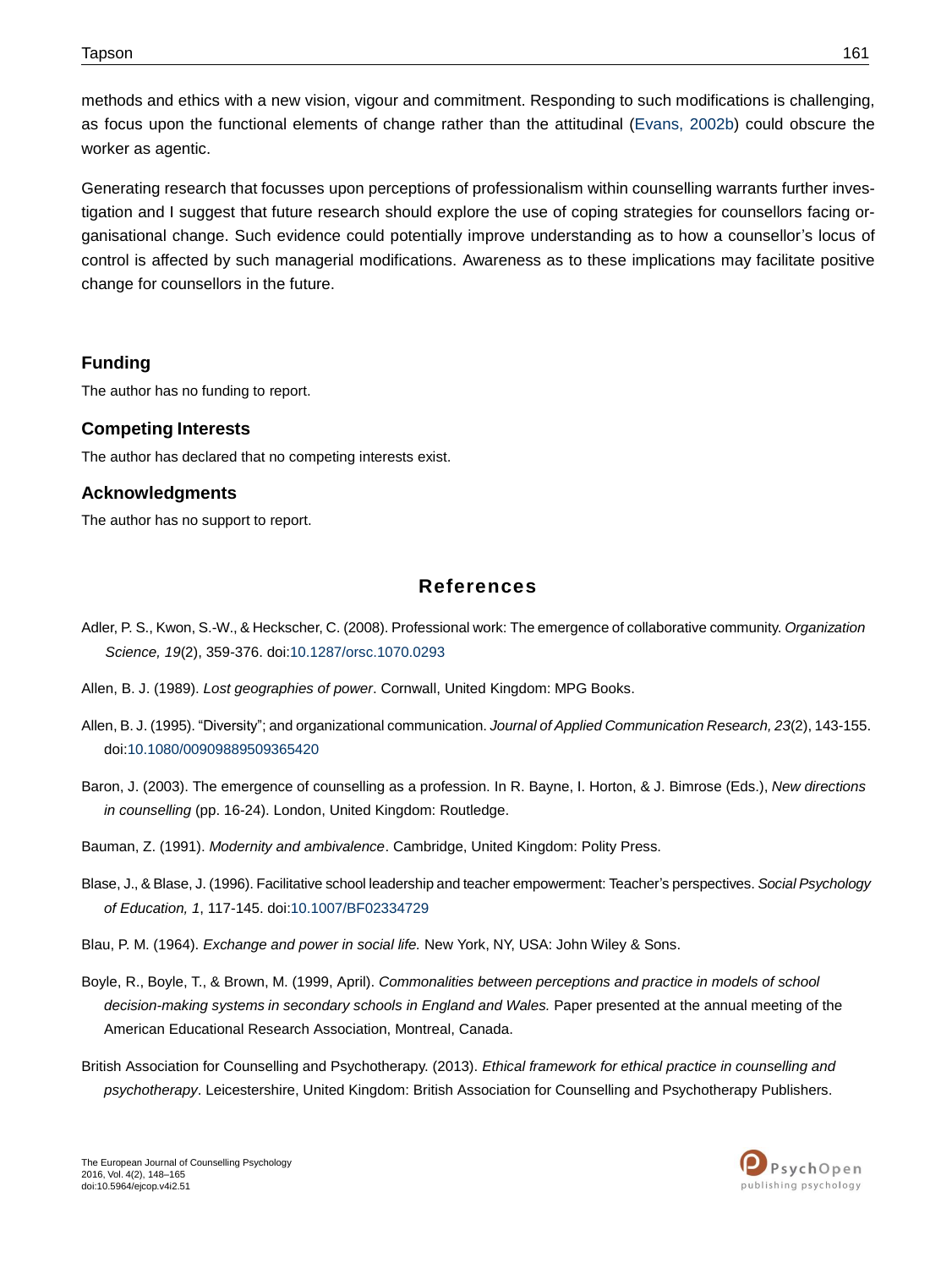methods and ethics with a new vision, vigour and commitment. Responding to such modifications is challenging, as focus upon the functional elements of change rather than the attitudinal (Evans, 2002b) could obscure the worker as agentic.

Generating research that focusses upon perceptions of professionalism within counselling warrants further investigation and I suggest that future research should explore the use of coping strategies for counsellors facing organisational change. Such evidence could potentially improve understanding as to how a counsellor's locus of control is affected by such managerial modifications. Awareness as to these implications may facilitate positive change for counsellors in the future.

### Funding

The author has no funding to report.

### Competing Interests

The author has declared that no competing interests exist.

### Acknowledgments

The author has no support to report.

## References

Adler, P. S., Kwon, S.-W., & Heckscher, C. (2008). Professional work: The emergence of collaborative community. *Organization Science, 19*(2), 359-376. doi:10.1287/orsc.1070.0293

Allen, B. J. (1989). *Lost geographies of power*. Cornwall, United Kingdom: MPG Books.

Allen, B. J. (1995). "Diversity"; and organizational communication. *Journal of Applied Communication Research, 23*(2), 143-155. doi:10.1080/00909889509365420

Baron, J. (2003). The emergence of counselling as a profession. In R. Bayne, I. Horton, & J. Bimrose (Eds.), *New directions in counselling* (pp. 16-24). London, United Kingdom: Routledge.

Bauman, Z. (1991). *Modernity and ambivalence*. Cambridge, United Kingdom: Polity Press.

Blase, J., & Blase, J. (1996). Facilitative school leadership and teacher empowerment: Teacher's perspectives. *Social Psychology of Education, 1*, 117-145. doi:10.1007/BF02334729

Blau, P. M. (1964). *Exchange and power in social life.* New York, NY, USA: John Wiley & Sons.

Boyle, R., Boyle, T., & Brown, M. (1999, April). *Commonalities between perceptions and practice in models of school decision-making systems in secondary schools in England and Wales.* Paper presented at the annual meeting of the American Educational Research Association, Montreal, Canada.

British Association for Counselling and Psychotherapy. (2013). *Ethical framework for ethical practice in counselling and psychotherapy*. Leicestershire, United Kingdom: British Association for Counselling and Psychotherapy Publishers.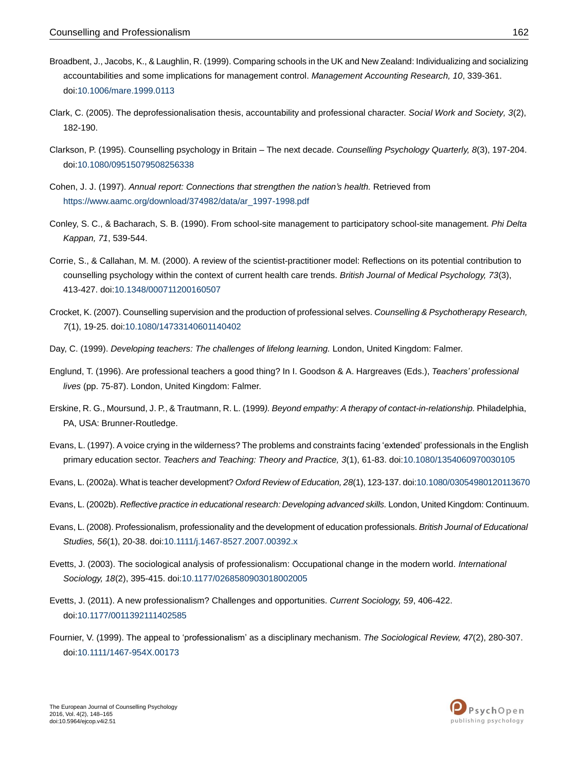Broadbent, J., Jacobs, K., & Laughlin, R. (1999). Comparing schools in the UK and New Zealand: Individualizing and socializing accountabilities and some implications for management control. *Management Accounting Research, 10*, 339-361. doi:10.1006/mare.1999.0113

Clark, C. (2005). The deprofessionalisation thesis, accountability and professional character. *Social Work and Society, 3*(2), 182-190.

Clarkson, P. (1995). Counselling psychology in Britain – The next decade. *Counselling Psychology Quarterly, 8*(3), 197-204. doi:10.1080/09515079508256338

Cohen, J. J. (1997). *Annual report: Connections that strengthen the nation's health.* Retrieved from https://www.aamc.org/download/374982/data/ar_1997-1998.pdf

Conley, S. C., & Bacharach, S. B. (1990). From school-site management to participatory school-site management. *Phi Delta Kappan, 71*, 539-544.

Corrie, S., & Callahan, M. M. (2000). A review of the scientist-practitioner model: Reflections on its potential contribution to counselling psychology within the context of current health care trends. *British Journal of Medical Psychology, 73*(3), 413-427. doi:10.1348/000711200160507

Crocket, K. (2007). Counselling supervision and the production of professional selves. *Counselling & Psychotherapy Research, 7*(1), 19-25. doi:10.1080/14733140601140402

Day, C. (1999). *Developing teachers: The challenges of lifelong learning.* London, United Kingdom: Falmer.

Englund, T. (1996). Are professional teachers a good thing? In I. Goodson & A. Hargreaves (Eds.), *Teachers' professional lives* (pp. 75-87). London, United Kingdom: Falmer.

Erskine, R. G., Moursund, J. P., & Trautmann, R. L. (1999*). Beyond empathy: A therapy of contact-in-relationship.* Philadelphia, PA, USA: Brunner-Routledge.

Evans, L. (1997). A voice crying in the wilderness? The problems and constraints facing 'extended' professionals in the English primary education sector. *Teachers and Teaching: Theory and Practice, 3*(1), 61-83. doi:10.1080/1354060970030105

Evans, L. (2002a). What is teacher development? *Oxford Review of Education, 28*(1), 123-137. doi:10.1080/03054980120113670

Evans, L. (2002b). *Reflective practice in educational research: Developing advanced skills.* London, United Kingdom: Continuum.

Evans, L. (2008). Professionalism, professionality and the development of education professionals. *British Journal of Educational Studies, 56*(1), 20-38. doi:10.1111/j.1467-8527.2007.00392.x

Evetts, J. (2003). The sociological analysis of professionalism: Occupational change in the modern world. *International Sociology, 18*(2), 395-415. doi:10.1177/0268580903018002005

Evetts, J. (2011). A new professionalism? Challenges and opportunities. *Current Sociology, 59*, 406-422. doi:10.1177/0011392111402585

Fournier, V. (1999). The appeal to 'professionalism' as a disciplinary mechanism. *The Sociological Review, 47*(2), 280-307. doi:10.1111/1467-954X.00173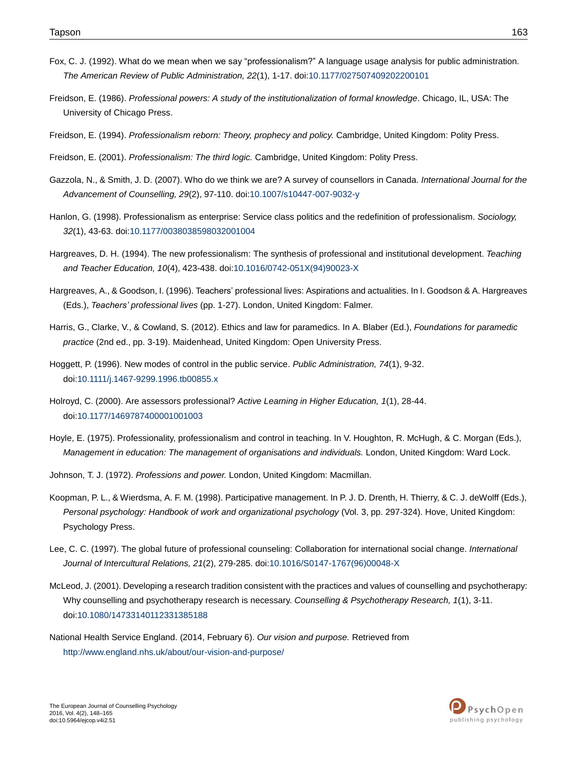Fox, C. J. (1992). What do we mean when we say “professionalism?” A language usage analysis for public administration. *The American Review of Public Administration, 22*(1), 1-17. doi:10.1177/027507409202200101

Freidson, E. (1986). *Professional powers: A study of the institutionalization of formal knowledge*. Chicago, IL, USA: The University of Chicago Press.

Freidson, E. (1994). *Professionalism reborn: Theory, prophecy and policy.* Cambridge, United Kingdom: Polity Press.

Freidson, E. (2001). *Professionalism: The third logic.* Cambridge, United Kingdom: Polity Press.

Gazzola, N., & Smith, J. D. (2007). Who do we think we are? A survey of counsellors in Canada. *International Journal for the Advancement of Counselling, 29*(2), 97-110. doi:10.1007/s10447-007-9032-y

Hanlon, G. (1998). Professionalism as enterprise: Service class politics and the redefinition of professionalism. *Sociology, 32*(1), 43-63. doi:10.1177/0038038598032001004

Hargreaves, D. H. (1994). The new professionalism: The synthesis of professional and institutional development. *Teaching and Teacher Education, 10*(4), 423-438. doi:10.1016/0742-051X(94)90023-X

Hargreaves, A., & Goodson, I. (1996). Teachers’ professional lives: Aspirations and actualities. In I. Goodson & A. Hargreaves (Eds.), *Teachers’ professional lives* (pp. 1-27). London, United Kingdom: Falmer.

Harris, G., Clarke, V., & Cowland, S. (2012). Ethics and law for paramedics. In A. Blaber (Ed.), *Foundations for paramedic practice* (2nd ed., pp. 3-19). Maidenhead, United Kingdom: Open University Press.

Hoggett, P. (1996). New modes of control in the public service. *Public Administration, 74*(1), 9-32. doi:10.1111/j.1467-9299.1996.tb00855.x

Holroyd, C. (2000). Are assessors professional? *Active Learning in Higher Education, 1*(1), 28-44. doi:10.1177/1469787400001001003

Hoyle, E. (1975). Professionality, professionalism and control in teaching. In V. Houghton, R. McHugh, & C. Morgan (Eds.), *Management in education: The management of organisations and individuals.* London, United Kingdom: Ward Lock.

Johnson, T. J. (1972). *Professions and power.* London, United Kingdom: Macmillan.

Koopman, P. L., & Wierdsma, A. F. M. (1998). Participative management. In P. J. D. Drenth, H. Thierry, & C. J. deWolff (Eds.), *Personal psychology: Handbook of work and organizational psychology* (Vol. 3, pp. 297-324). Hove, United Kingdom: Psychology Press.

Lee, C. C. (1997). The global future of professional counseling: Collaboration for international social change. *International Journal of Intercultural Relations, 21*(2), 279-285. doi:10.1016/S0147-1767(96)00048-X

McLeod, J. (2001). Developing a research tradition consistent with the practices and values of counselling and psychotherapy: Why counselling and psychotherapy research is necessary. *Counselling & Psychotherapy Research, 1*(1), 3-11. doi:10.1080/14733140112331385188

National Health Service England. (2014, February 6). *Our vision and purpose.* Retrieved from http://www.england.nhs.uk/about/our-vision-and-purpose/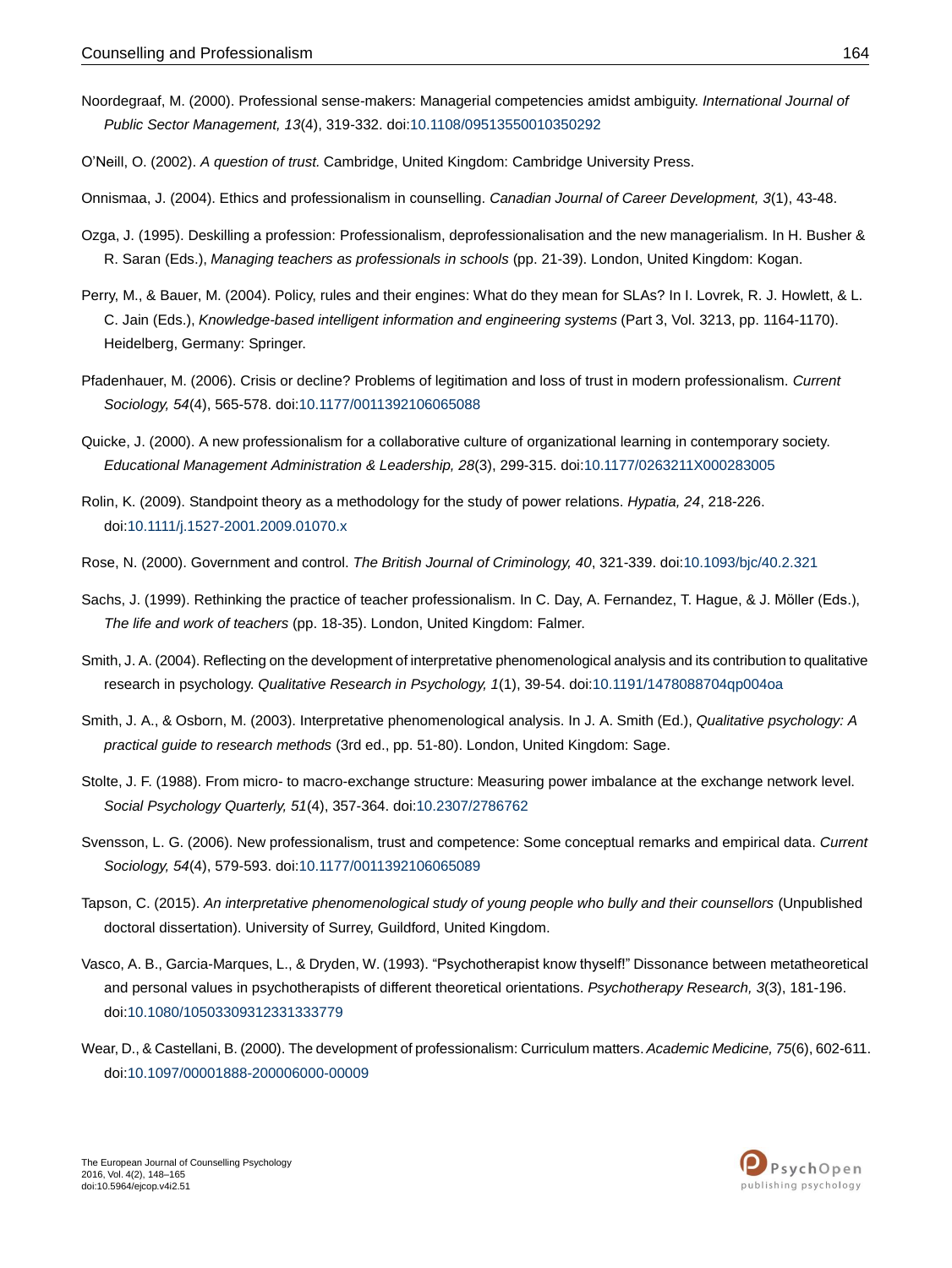Noordegraaf, M. (2000). Professional sense-makers: Managerial competencies amidst ambiguity. *International Journal of Public Sector Management, 13*(4), 319-332. doi:10.1108/09513550010350292

O'Neill, O. (2002). *A question of trust.* Cambridge, United Kingdom: Cambridge University Press.

Onnismaa, J. (2004). Ethics and professionalism in counselling. *Canadian Journal of Career Development, 3*(1), 43-48.

Ozga, J. (1995). Deskilling a profession: Professionalism, deprofessionalisation and the new managerialism. In H. Busher & R. Saran (Eds.), *Managing teachers as professionals in schools* (pp. 21-39). London, United Kingdom: Kogan.

Perry, M., & Bauer, M. (2004). Policy, rules and their engines: What do they mean for SLAs? In I. Lovrek, R. J. Howlett, & L. C. Jain (Eds.), *Knowledge-based intelligent information and engineering systems* (Part 3, Vol. 3213, pp. 1164-1170). Heidelberg, Germany: Springer.

Pfadenhauer, M. (2006). Crisis or decline? Problems of legitimation and loss of trust in modern professionalism. *Current Sociology, 54*(4), 565-578. doi:10.1177/0011392106065088

Quicke, J. (2000). A new professionalism for a collaborative culture of organizational learning in contemporary society. *Educational Management Administration & Leadership, 28*(3), 299-315. doi:10.1177/0263211X000283005

Rolin, K. (2009). Standpoint theory as a methodology for the study of power relations. *Hypatia, 24*, 218-226. doi:10.1111/j.1527-2001.2009.01070.x

Rose, N. (2000). Government and control. *The British Journal of Criminology, 40*, 321-339. doi:10.1093/bjc/40.2.321

Sachs, J. (1999). Rethinking the practice of teacher professionalism. In C. Day, A. Fernandez, T. Hague, & J. Möller (Eds.), *The life and work of teachers* (pp. 18-35). London, United Kingdom: Falmer.

Smith, J. A. (2004). Reflecting on the development of interpretative phenomenological analysis and its contribution to qualitative research in psychology. *Qualitative Research in Psychology, 1*(1), 39-54. doi:10.1191/1478088704qp004oa

Smith, J. A., & Osborn, M. (2003). Interpretative phenomenological analysis. In J. A. Smith (Ed.), *Qualitative psychology: A practical guide to research methods* (3rd ed., pp. 51-80). London, United Kingdom: Sage.

Stolte, J. F. (1988). From micro- to macro-exchange structure: Measuring power imbalance at the exchange network level. *Social Psychology Quarterly, 51*(4), 357-364. doi:10.2307/2786762

Svensson, L. G. (2006). New professionalism, trust and competence: Some conceptual remarks and empirical data. *Current Sociology, 54*(4), 579-593. doi:10.1177/0011392106065089

Tapson, C. (2015). *An interpretative phenomenological study of young people who bully and their counsellors* (Unpublished doctoral dissertation). University of Surrey, Guildford, United Kingdom.

Vasco, A. B., Garcia-Marques, L., & Dryden, W. (1993). "Psychotherapist know thyself!" Dissonance between metatheoretical and personal values in psychotherapists of different theoretical orientations. *Psychotherapy Research, 3*(3), 181-196. doi:10.1080/10503309312331333779

Wear, D., & Castellani, B. (2000). The development of professionalism: Curriculum matters. *Academic Medicine, 75*(6), 602-611. doi:10.1097/00001888-200006000-00009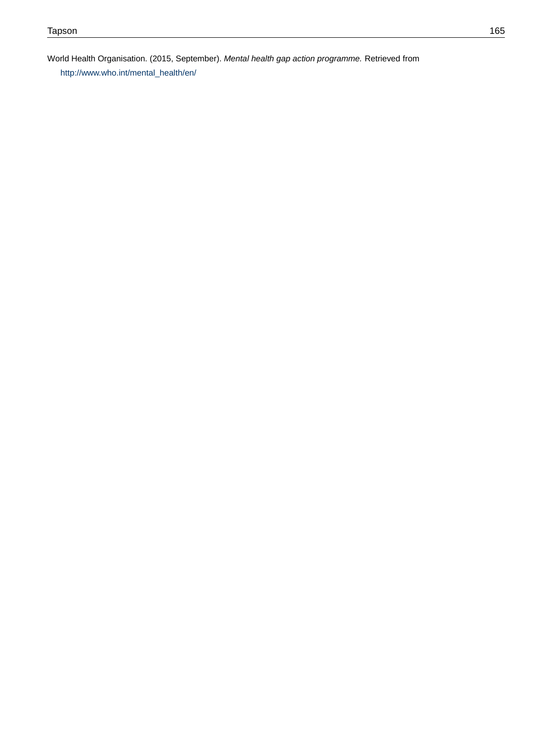World Health Organisation. (2015, September). *Mental health gap action programme.* Retrieved from http://www.who.int/mental_health/en/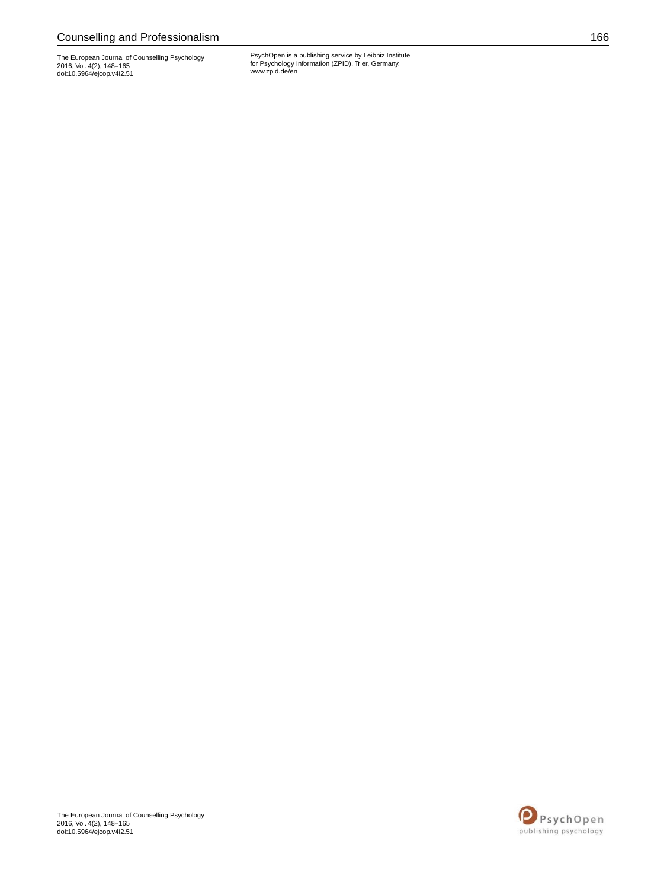PsychOpen is a publishing service by Leibniz Institute for Psychology Information (ZPID), Trier, Germany.
www.zpid.de/en